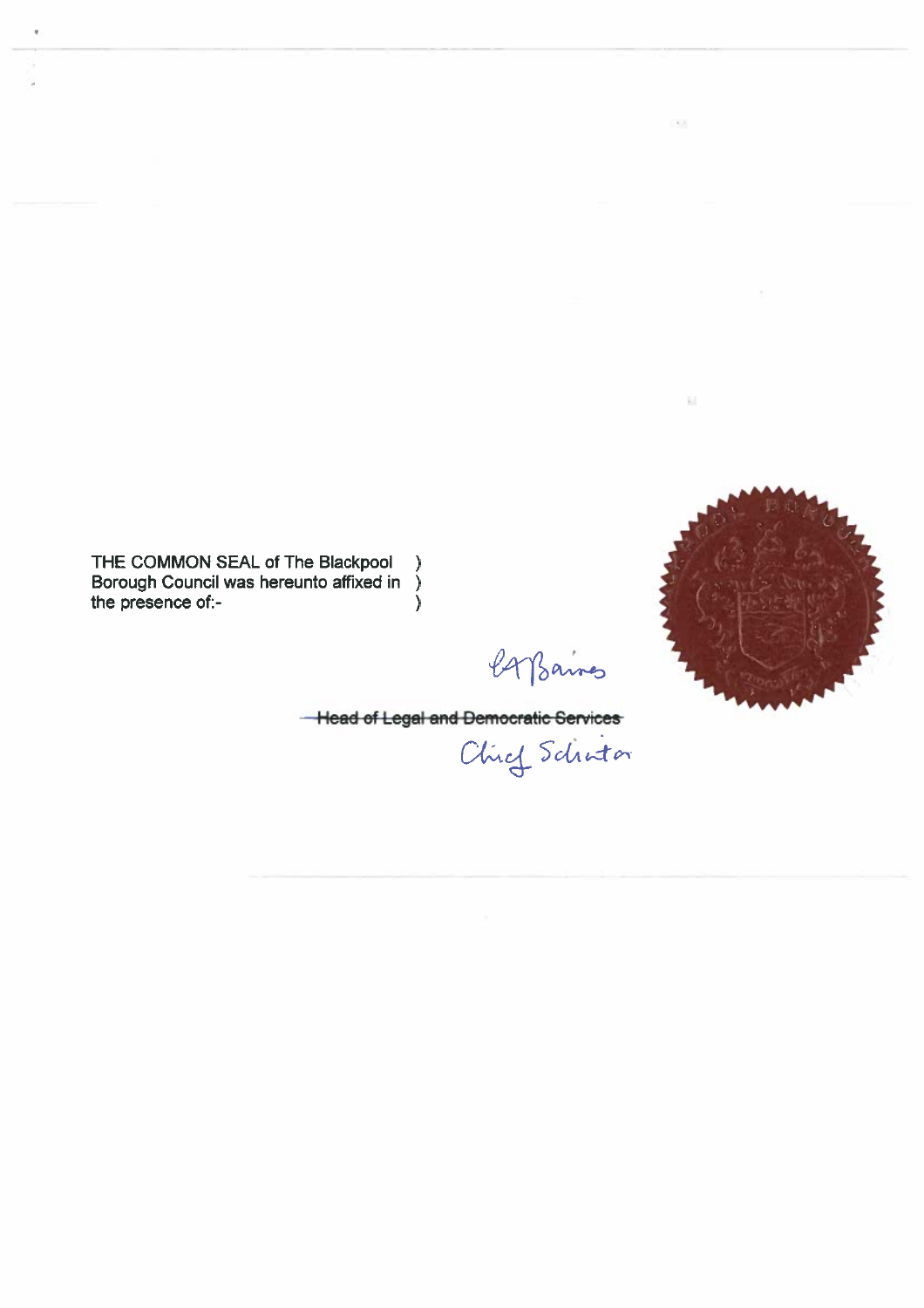THE COMMON SEAL of The Blackpool )
Borough Council was hereunto affixed in )
the presence of:- )

CA Baines

~~Head of Legal and Democratic Services~~
Chief Solicitor